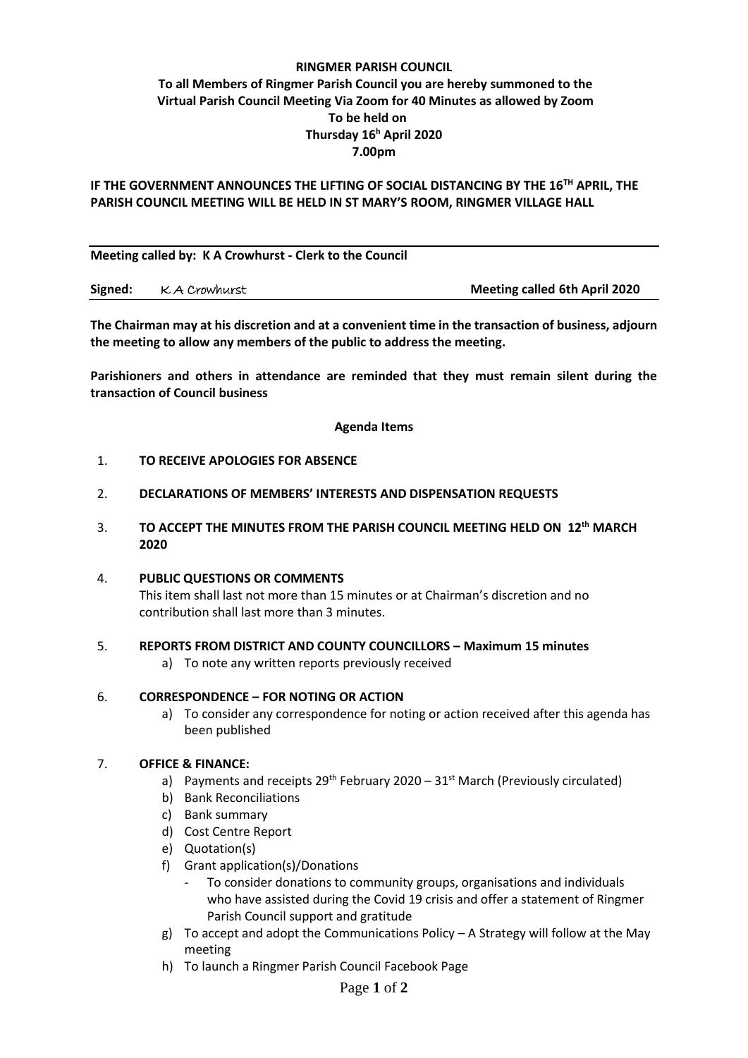**RINGMER PARISH COUNCIL**

**To all Members of Ringmer Parish Council you are hereby summoned to the Virtual Parish Council Meeting Via Zoom for 40 Minutes as allowed by Zoom**

**To be held on**

**Thursday 16h April 2020**

**7.00pm**

**IF THE GOVERNMENT ANNOUNCES THE LIFTING OF SOCIAL DISTANCING BY THE 16TH APRIL, THE PARISH COUNCIL MEETING WILL BE HELD IN ST MARY'S ROOM, RINGMER VILLAGE HALL**

---

**Meeting called by: K A Crowhurst - Clerk to the Council**

**Signed:** K A Crowhurst **Meeting called 6th April 2020**

---

**The Chairman may at his discretion and at a convenient time in the transaction of business, adjourn the meeting to allow any members of the public to address the meeting.**

**Parishioners and others in attendance are reminded that they must remain silent during the transaction of Council business**

**Agenda Items**

1. **TO RECEIVE APOLOGIES FOR ABSENCE**

2. **DECLARATIONS OF MEMBERS' INTERESTS AND DISPENSATION REQUESTS**

3. **TO ACCEPT THE MINUTES FROM THE PARISH COUNCIL MEETING HELD ON 12th MARCH 2020**

4. **PUBLIC QUESTIONS OR COMMENTS**
   This item shall last not more than 15 minutes or at Chairman's discretion and no contribution shall last more than 3 minutes.

5. **REPORTS FROM DISTRICT AND COUNTY COUNCILLORS – Maximum 15 minutes**
   a) To note any written reports previously received

6. **CORRESPONDENCE – FOR NOTING OR ACTION**
   a) To consider any correspondence for noting or action received after this agenda has been published

7. **OFFICE & FINANCE:**
   a) Payments and receipts 29th February 2020 – 31st March (Previously circulated)
   b) Bank Reconciliations
   c) Bank summary
   d) Cost Centre Report
   e) Quotation(s)
   f) Grant application(s)/Donations
      - To consider donations to community groups, organisations and individuals who have assisted during the Covid 19 crisis and offer a statement of Ringmer Parish Council support and gratitude
   g) To accept and adopt the Communications Policy – A Strategy will follow at the May meeting
   h) To launch a Ringmer Parish Council Facebook Page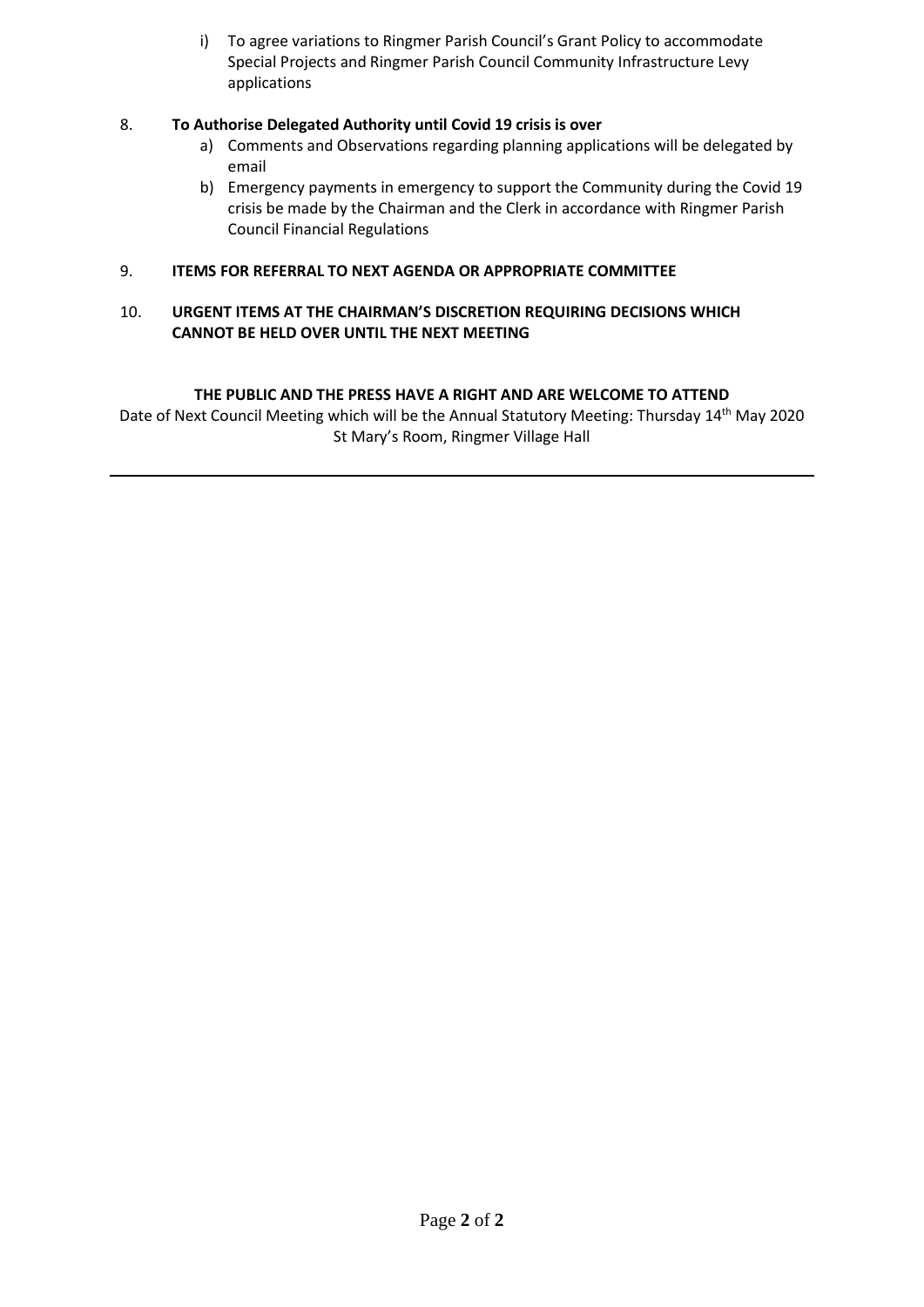i) To agree variations to Ringmer Parish Council's Grant Policy to accommodate Special Projects and Ringmer Parish Council Community Infrastructure Levy applications

8. **To Authorise Delegated Authority until Covid 19 crisis is over**
    a) Comments and Observations regarding planning applications will be delegated by email
    b) Emergency payments in emergency to support the Community during the Covid 19 crisis be made by the Chairman and the Clerk in accordance with Ringmer Parish Council Financial Regulations

9. **ITEMS FOR REFERRAL TO NEXT AGENDA OR APPROPRIATE COMMITTEE**

10. **URGENT ITEMS AT THE CHAIRMAN'S DISCRETION REQUIRING DECISIONS WHICH CANNOT BE HELD OVER UNTIL THE NEXT MEETING**

**THE PUBLIC AND THE PRESS HAVE A RIGHT AND ARE WELCOME TO ATTEND**

Date of Next Council Meeting which will be the Annual Statutory Meeting: Thursday 14th May 2020
St Mary's Room, Ringmer Village Hall